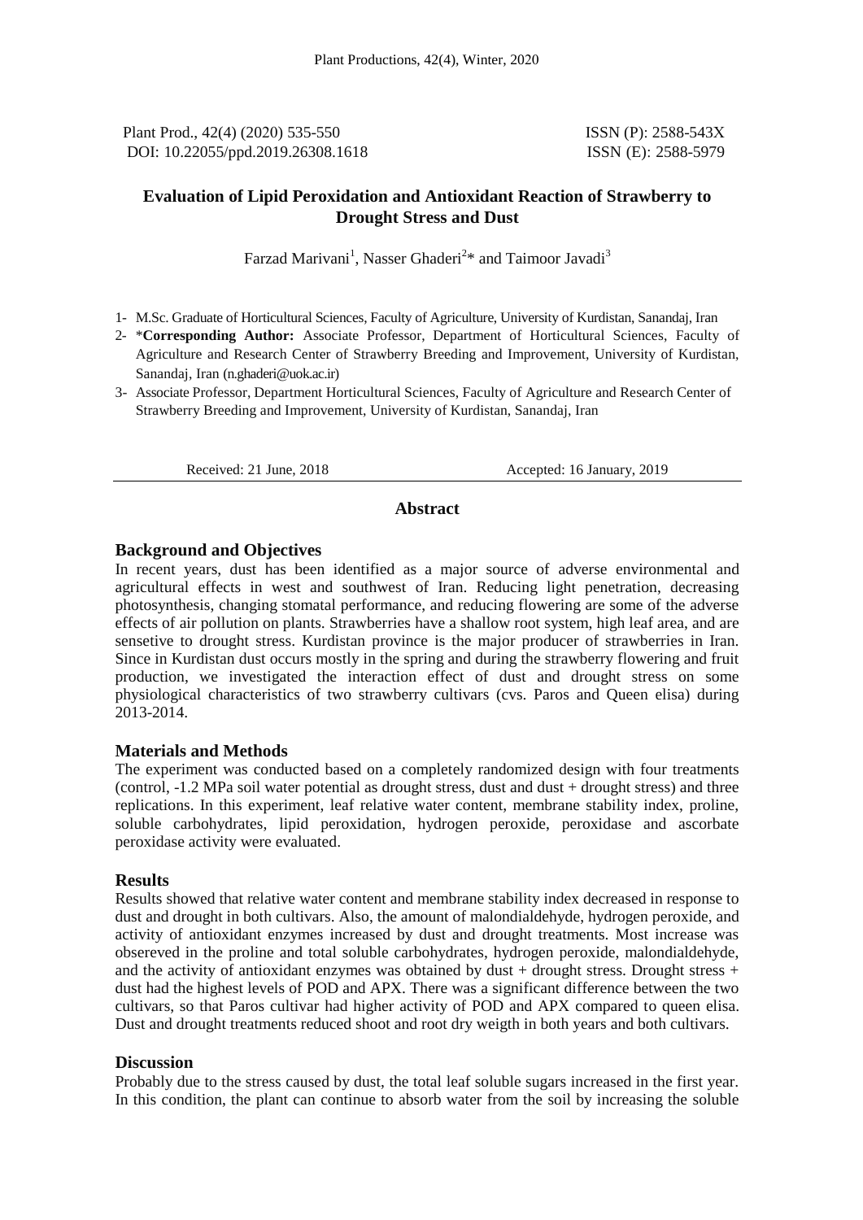Plant Prod., 42(4) (2020) 535-550
DOI: 10.22055/ppd.2019.26308.1618

ISSN (P): 2588-543X
ISSN (E): 2588-5979

# Evaluation of Lipid Peroxidation and Antioxidant Reaction of Strawberry to Drought Stress and Dust

Farzad Marivani[1], Nasser Ghaderi[2]* and Taimoor Javadi[3]

1- M.Sc. Graduate of Horticultural Sciences, Faculty of Agriculture, University of Kurdistan, Sanandaj, Iran
2- ***Corresponding Author:** Associate Professor, Department of Horticultural Sciences, Faculty of Agriculture and Research Center of Strawberry Breeding and Improvement, University of Kurdistan, Sanandaj, Iran (n.ghaderi@uok.ac.ir)
3- Associate Professor, Department Horticultural Sciences, Faculty of Agriculture and Research Center of Strawberry Breeding and Improvement, University of Kurdistan, Sanandaj, Iran

Received: 21 June, 2018 Accepted: 16 January, 2019

## Abstract

### Background and Objectives

In recent years, dust has been identified as a major source of adverse environmental and agricultural effects in west and southwest of Iran. Reducing light penetration, decreasing photosynthesis, changing stomatal performance, and reducing flowering are some of the adverse effects of air pollution on plants. Strawberries have a shallow root system, high leaf area, and are sensetive to drought stress. Kurdistan province is the major producer of strawberries in Iran. Since in Kurdistan dust occurs mostly in the spring and during the strawberry flowering and fruit production, we investigated the interaction effect of dust and drought stress on some physiological characteristics of two strawberry cultivars (cvs. Paros and Queen elisa) during 2013-2014.

### Materials and Methods

The experiment was conducted based on a completely randomized design with four treatments (control, -1.2 MPa soil water potential as drought stress, dust and dust + drought stress) and three replications. In this experiment, leaf relative water content, membrane stability index, proline, soluble carbohydrates, lipid peroxidation, hydrogen peroxide, peroxidase and ascorbate peroxidase activity were evaluated.

### Results

Results showed that relative water content and membrane stability index decreased in response to dust and drought in both cultivars. Also, the amount of malondialdehyde, hydrogen peroxide, proline, and activity of antioxidant enzymes increased by dust and drought treatments. Most increase was obsereved in the proline and total soluble carbohydrates, hydrogen peroxide, malondialdehyde, and the activity of antioxidant enzymes was obtained by dust + drought stress. Drought stress + dust had the highest levels of POD and APX. There was a significant difference between the two cultivars, so that Paros cultivar had higher activity of POD and APX compared to queen elisa. Dust and drought treatments reduced shoot and root dry weigth in both years and both cultivars.

### Discussion

Probably due to the stress caused by dust, the total leaf soluble sugars increased in the first year. In this condition, the plant can continue to absorb water from the soil by increasing the soluble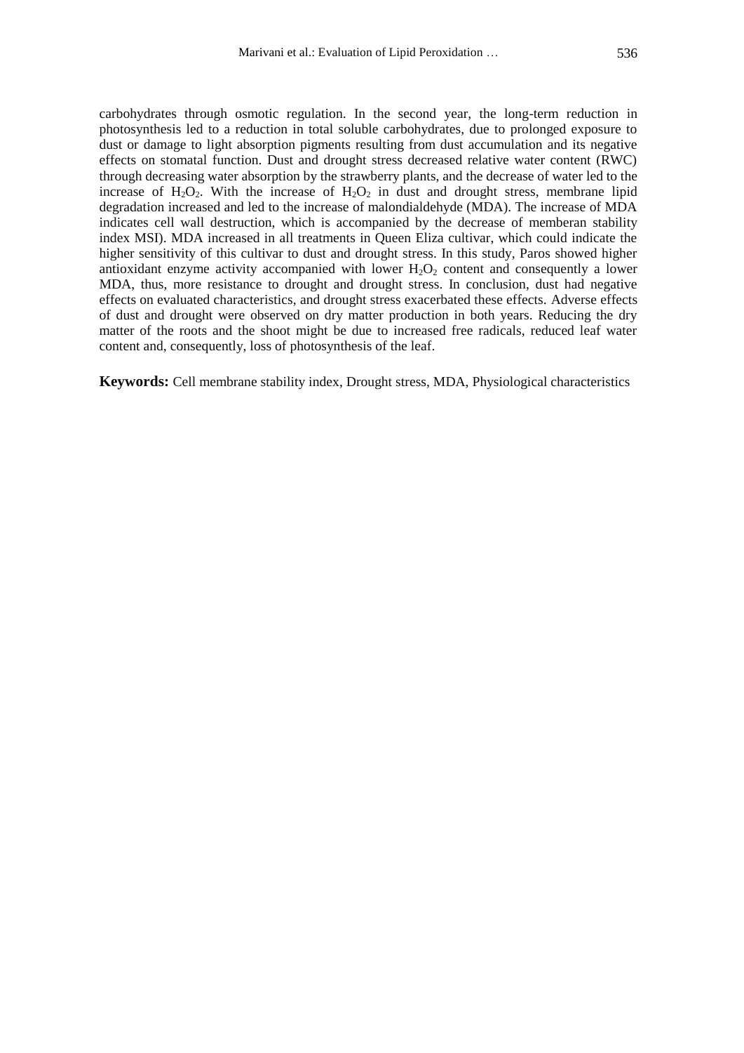carbohydrates through osmotic regulation. In the second year, the long-term reduction in photosynthesis led to a reduction in total soluble carbohydrates, due to prolonged exposure to dust or damage to light absorption pigments resulting from dust accumulation and its negative effects on stomatal function. Dust and drought stress decreased relative water content (RWC) through decreasing water absorption by the strawberry plants, and the decrease of water led to the increase of $H_2O_2$. With the increase of $H_2O_2$ in dust and drought stress, membrane lipid degradation increased and led to the increase of malondialdehyde (MDA). The increase of MDA indicates cell wall destruction, which is accompanied by the decrease of memberan stability index MSI). MDA increased in all treatments in Queen Eliza cultivar, which could indicate the higher sensitivity of this cultivar to dust and drought stress. In this study, Paros showed higher antioxidant enzyme activity accompanied with lower $H_2O_2$ content and consequently a lower MDA, thus, more resistance to drought and drought stress. In conclusion, dust had negative effects on evaluated characteristics, and drought stress exacerbated these effects. Adverse effects of dust and drought were observed on dry matter production in both years. Reducing the dry matter of the roots and the shoot might be due to increased free radicals, reduced leaf water content and, consequently, loss of photosynthesis of the leaf.

**Keywords:** Cell membrane stability index, Drought stress, MDA, Physiological characteristics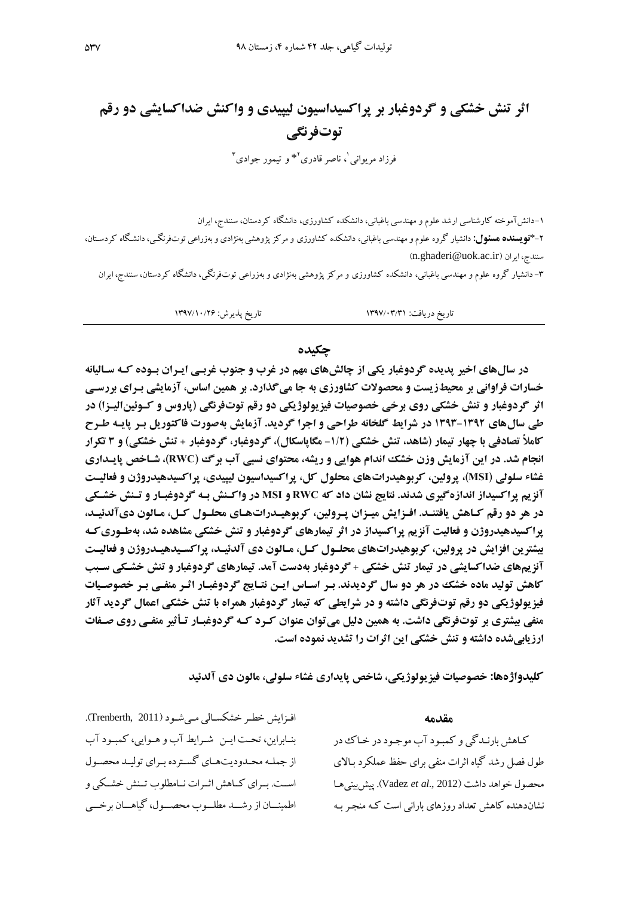# اثر تنش خشکی و گردوغبار بر پراکسیداسیون لیپیدی و واکنش ضداکسایشی دو رقم توت‌فرنگی

فرزاد مریوانی[1]، ناصر قادری[2]* و تیمور جوادی[3]

۱-دانش‌آموخته کارشناسی ارشد علوم و مهندسی باغبانی، دانشکده کشاورزی، دانشگاه کردستان، سنندج، ایران

۲-***نویسنده مسئول:** دانشیار گروه علوم و مهندسی باغبانی، دانشکده کشاورزی و مرکز پژوهشی به‌نژادی و به‌زراعی توت‌فرنگی، دانشگاه کردستان، سنندج، ایران (n.ghaderi@uok.ac.ir)

۳- دانشیار گروه علوم و مهندسی باغبانی، دانشکده کشاورزی و مرکز پژوهشی به‌نژادی و به‌زراعی توت‌فرنگی، دانشگاه کردستان، سنندج، ایران

تاریخ دریافت: ۱۳۹۷/۰۳/۳۱ تاریخ پذیرش: ۱۳۹۷/۱۰/۲۶

## چکیده

**در سال‌های اخیر پدیده گردوغبار یکی از چالش‌های مهم در غرب و جنوب غربی ایران بوده که سالیانه خسارات فراوانی بر محیط‌زیست و محصولات کشاورزی به جا می‌گذارد. بر همین اساس، آزمایشی برای بررسی اثر گردوغبار و تنش خشکی روی برخی خصوصیات فیزیولوژیکی دو رقم توت‌فرنگی (پاروس و کوئین‌الیزا) در طی سال‌های ۱۳۹۲-۱۳۹۳ در شرایط گلخانه طراحی و اجرا گردید. آزمایش به‌صورت فاکتوریل بر پایه طرح کاملاً تصادفی با چهار تیمار (شاهد، تنش خشکی (۱/۲- مگاپاسکال)، گردوغبار، گردوغبار + تنش خشکی) و ۳ تکرار انجام شد. در این آزمایش وزن خشک اندام هوایی و ریشه، محتوای نسبی آب برگ (RWC)، شاخص پایداری غشاء سلولی (MSI)، پرولین، کربوهیدرات‌های محلول کل، پراکسیداسیون لیپیدی، پراکسیدهیدروژن و فعالیت آنزیم پراکسیداز اندازه‌گیری شدند. نتایج نشان داد که RWC و MSI در واکنش به گردوغبار و تنش خشکی در هر دو رقم کاهش یافتند. افزایش میزان پرولین، کربوهیدرات‌های محلول کل، مالون دی‌آلدئید، پراکسیدهیدروژن و فعالیت آنزیم پراکسیداز در اثر تیمارهای گردوغبار و تنش خشکی مشاهده شد، به‌طوری‌که بیشترین افزایش در پرولین، کربوهیدرات‌های محلول کل، مالون دی آلدئید، پراکسیدهیدروژن و فعالیت آنزیم‌های ضداکسایشی در تیمار تنش خشکی + گردوغبار به‌دست آمد. تیمارهای گردوغبار و تنش خشکی سبب کاهش تولید ماده خشک در هر دو سال گردیدند. بر اساس این نتایج گردوغبار اثر منفی بر خصوصیات فیزیولوژیکی دو رقم توت‌فرنگی داشته و در شرایطی که تیمار گردوغبار همراه با تنش خشکی اعمال گردید آثار منفی بیشتری بر توت‌فرنگی داشت. به همین دلیل می‌توان عنوان کرد که گردوغبار تأثیر منفی روی صفات ارزیابی‌شده داشته و تنش خشکی این اثرات را تشدید نموده است.**

**کلیدواژه‌ها: خصوصیات فیزیولوژیکی، شاخص پایداری غشاء سلولی، مالون دی آلدئید**

## مقدمه

کاهش بارندگی و کمبود آب موجود در خاک در طول فصل رشد گیاه اثرات منفی برای حفظ عملکرد بالای محصول خواهد داشت (Vadez *et al*., 2012). پیش‌بینی‌ها نشان‌دهنده کاهش تعداد روزهای بارانی است که منجر به افزایش خطر خشکسالی می‌شود (Trenberth, 2011). بنابراین، تحت این شرایط آب و هوایی، کمبود آب از جمله محدودیت‌های گسترده برای تولید محصول است. برای کاهش اثرات نامطلوب تنش خشکی و اطمینان از رشد مطلوب محصول، گیاهان برخی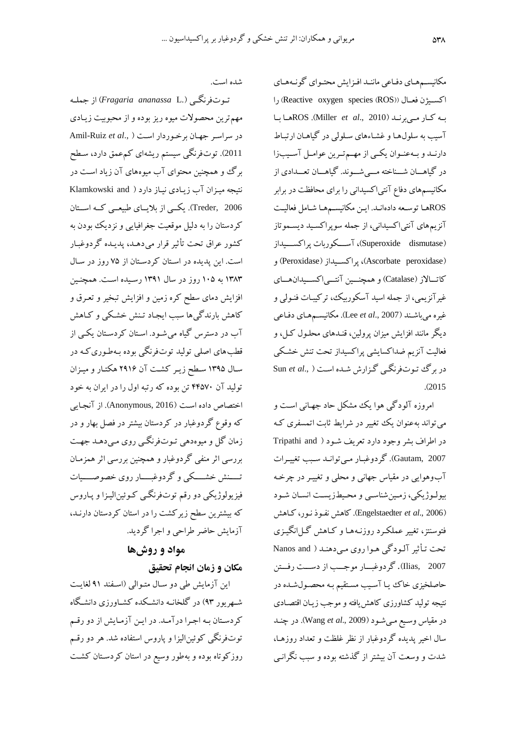مکانیسم‌های دفاعی مانند افزایش محتوای گونه‌های اکسیژن فعال (Reactive oxygen species (ROS)) را به کار می‌برند (Miller *et al*., 2010). ROSها با آسیب به سلول‌ها و غشاءهای سلولی در گیاهان ارتباط دارند و به‌عنوان یکی از مهم‌ترین عوامل آسیب‌زا در گیاهان شناخته می‌شوند. گیاهان تعدادی از مکانیسم‌های دفاع آنتی‌اکسیدانی را برای محافظت در برابر ROSها توسعه داده‌اند. این مکانیسم‌ها شامل فعالیت آنزیم‌های آنتی‌اکسیدانی، از جمله سوپراکسید دیسموتاز (Superoxide dismutase)، آسکوربات پراکسیداز (Ascorbate peroxidase)، پراکسیداز (Peroxidase) و کاتالاز (Catalase) و همچنین آنتی‌اکسیدان‌های غیرآنزیمی، از جمله اسید آسکوربیک، ترکیبات فنولی و غیره می‌باشند (Lee *et al*., 2007). مکانیسم‌های دفاعی دیگر مانند افزایش میزان پرولین، قندهای محلول کل، و فعالیت آنزیم ضداکسایشی پراکسیداز تحت تنش خشکی در برگ توت‌فرنگی گزارش شده است (Sun *et al*., 2015).

امروزه آلودگی هوا یک مشکل حاد جهانی است و می‌تواند به‌عنوان یک تغییر در شرایط ثابت اتمسفری که در اطراف بشر وجود دارد تعریف شود (Tripathi and Gautam, 2007). گردوغبار می‌تواند سبب تغییرات آب‌وهوایی در مقیاس جهانی و محلی و تغییر در چرخه بیولوژیکی، زمین‌شناسی و محیط‌زیست انسان شود (Engelstaedter *et al*., 2006). کاهش نفوذ نور، کاهش فتوسنتز، تغییر عملکرد روزنه‌ها و کاهش گل‌انگیزی تحت تأثیر آلودگی هوا روی می‌دهند (Nanos and Ilias, 2007). گردوغبار موجب از دست رفتن حاصلخیزی خاک یا آسیب مستقیم به محصول‌شده در نتیجه تولید کشاورزی کاهش‌یافته و موجب زیان اقتصادی در مقیاس وسیع می‌شود (Wang *et al*., 2009). در چند سال اخیر پدیده گردوغبار از نظر غلظت و تعداد روزها، شدت و وسعت آن بیشتر از گذشته بوده و سبب نگرانی شده است.

توت‌فرنگی (*Fragaria ananassa* L.) از جمله مهم‌ترین محصولات میوه ریز بوده و از محبوبیت زیادی در سراسر جهان برخوردار است (Amil-Ruiz *et al*., 2011). توت‌فرنگی سیستم ریشه‌ای کم‌عمق دارد، سطح برگ و همچنین محتوای آب میوه‌های آن زیاد است در نتیجه میزان آب زیادی نیاز دارد (Klamkowski and Treder, 2006). یکی از بلایای طبیعی که استان کردستان را به دلیل موقعیت جغرافیایی و نزدیک بودن به کشور عراق تحت تأثیر قرار می‌دهد، پدیده گردوغبار است. این پدیده در استان کردستان از ۷۵ روز در سال ۱۳۸۳ به ۱۰۵ روز در سال ۱۳۹۱ رسیده است. همچنین افزایش دمای سطح کره زمین و افزایش تبخیر و تعرق و کاهش بارندگی‌ها سبب ایجاد تنش خشکی و کاهش آب در دسترس گیاه می‌شود. استان کردستان یکی از قطب‌های اصلی تولید توت‌فرنگی بوده به‌طوری‌که در سال ۱۳۹۵ سطح زیر کشت آن ۲۹۱۶ هکتار و میزان تولید آن ۴۴۵۷۰ تن بوده که رتبه اول را در ایران به خود اختصاص داده است (Anonymous, 2016). از آنجایی که وقوع گردوغبار در کردستان بیشتر در فصل بهار و در زمان گل و میوه‌دهی توت‌فرنگی روی می‌دهد جهت بررسی اثر منفی گردوغبار و همچنین بررسی اثر همزمان تنش خشکی و گردوغبار روی خصوصیات فیزیولوژیکی دو رقم توت‌فرنگی کوئین‌الیزا و پاروس که بیشترین سطح زیرکشت را در استان کردستان دارند، آزمایش حاضر طراحی و اجرا گردید.

## مواد و روش‌ها

### مکان و زمان انجام تحقیق

این آزمایش طی دو سال متوالی (اسفند ۹۱ لغایت شهریور ۹۳) در گلخانه دانشکده کشاورزی دانشگاه کردستان به اجرا درآمد. در این آزمایش از دو رقم توت‌فرنگی کوئین‌الیزا و پاروس استفاده شد. هر دو رقم روزکوتاه بوده و به‌طور وسیع در استان کردستان کشت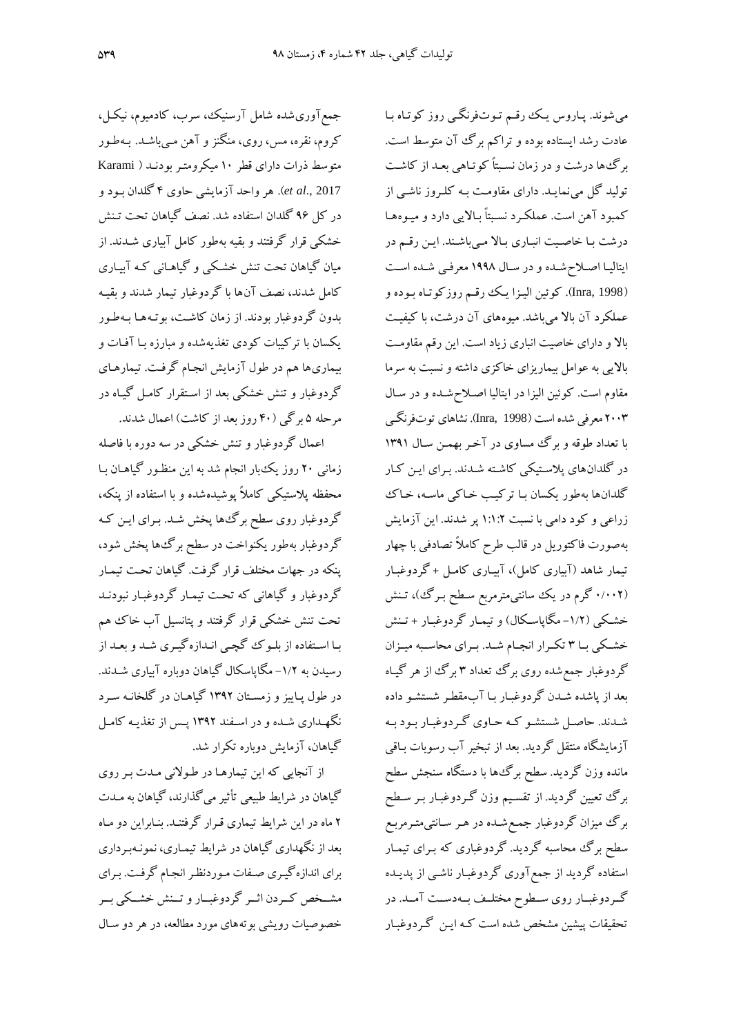می‌شوند. پاروس یک رقم توت‌فرنگی روز کوتاه با عادت رشد ایستاده بوده و تراکم برگ آن متوسط است. برگ‌ها درشت و در زمان نسبتاً کوتاهی بعد از کاشت تولید گل می‌نماید. دارای مقاومت به کلروز ناشی از کمبود آهن است. عملکرد نسبتاً بالایی دارد و میوه‌ها درشت با خاصیت انباری بالا می‌باشند. این رقم در ایتالیا اصلاح‌شده و در سال ۱۹۹۸ معرفی شده است (Inra, 1998). کوئین الیزا یک رقم روزکوتاه بوده و عملکرد آن بالا می‌باشد. میوه‌های آن درشت، با کیفیت بالا و دارای خاصیت انباری زیاد است. این رقم مقاومت بالایی به عوامل بیماریزای خاکزی داشته و نسبت به سرما مقاوم است. کوئین الیزا در ایتالیا اصلاح‌شده و در سال ۲۰۰۳ معرفی شده است (Inra, 1998). نشاهای توت‌فرنگی با تعداد طوقه و برگ مساوی در آخر بهمن سال ۱۳۹۱ در گلدان‌های پلاستیکی کاشته شدند. برای این کار گلدان‌ها به‌طور یکسان با ترکیب خاکی ماسه، خاک زراعی و کود دامی با نسبت ۱:۱:۲ پر شدند. این آزمایش به‌صورت فاکتوریل در قالب طرح کاملاً تصادفی با چهار تیمار شاهد (آبیاری کامل)، آبیاری کامل + گردوغبار (۰/۰۰۲ گرم در یک سانتی‌مترمربع سطح برگ)، تنش خشکی (۱/۲- مگاپاسکال) و تیمار گردوغبار + تنش خشکی با ۳ تکرار انجام شد. برای محاسبه میزان گردوغبار جمع‌شده روی برگ تعداد ۳ برگ از هر گیاه بعد از پاشده شدن گردوغبار با آب‌مقطر شستشو داده شدند. حاصل شستشو که حاوی گردوغبار بود به آزمایشگاه منتقل گردید. بعد از تبخیر آب رسوبات باقی مانده وزن گردید. سطح برگ‌ها با دستگاه سنجش سطح برگ تعیین گردید. از تقسیم وزن گردوغبار بر سطح برگ میزان گردوغبار جمع‌شده در هر سانتی‌مترمربع سطح برگ محاسبه گردید. گردوغباری که برای تیمار استفاده گردید از جمع‌آوری گردوغبار ناشی از پدیده گردوغبار روی سطوح مختلف به‌دست آمد. در تحقیقات پیشین مشخص شده است که این گردوغبار جمع‌آوری‌شده شامل آرسنیک، سرب، کادمیوم، نیکل، کروم، نقره، مس، روی، منگنز و آهن می‌باشد. به‌طور متوسط ذرات دارای قطر ۱۰ میکرومتر بودند (Karami *et al.*, 2017). هر واحد آزمایشی حاوی ۴ گلدان بود و در کل ۹۶ گلدان استفاده شد. نصف گیاهان تحت تنش خشکی قرار گرفتند و بقیه به‌طور کامل آبیاری شدند. از میان گیاهان تحت تنش خشکی و گیاهانی که آبیاری کامل شدند، نصف آن‌ها با گردوغبار تیمار شدند و بقیه بدون گردوغبار بودند. از زمان کاشت، بوته‌ها به‌طور یکسان با ترکیبات کودی تغذیه‌شده و مبارزه با آفات و بیماری‌ها هم در طول آزمایش انجام گرفت. تیمارهای گردوغبار و تنش خشکی بعد از استقرار کامل گیاه در مرحله ۵ برگی (۴۰ روز بعد از کاشت) اعمال شدند.

اعمال گردوغبار و تنش خشکی در سه دوره با فاصله زمانی ۲۰ روز یک‌بار انجام شد به این منظور گیاهان با محفظه پلاستیکی کاملاً پوشیده‌شده و با استفاده از پنکه، گردوغبار روی سطح برگ‌ها پخش شد. برای این که گردوغبار به‌طور یکنواخت در سطح برگ‌ها پخش شود، پنکه در جهات مختلف قرار گرفت. گیاهان تحت تیمار گردوغبار و گیاهانی که تحت تیمار گردوغبار نبودند تحت تنش خشکی قرار گرفتند و پتانسیل آب خاک هم با استفاده از بلوک گچی اندازه‌گیری شد و بعد از رسیدن به ۱/۲- مگاپاسکال گیاهان دوباره آبیاری شدند. در طول پاییز و زمستان ۱۳۹۲ گیاهان در گلخانه سرد نگهداری شده و در اسفند ۱۳۹۲ پس از تغذیه کامل گیاهان، آزمایش دوباره تکرار شد.

از آنجایی که این تیمارها در طولانی مدت بر روی گیاهان در شرایط طبیعی تأثیر می‌گذارند، گیاهان به مدت ۲ ماه در این شرایط تیماری قرار گرفتند. بنابراین دو ماه بعد از نگهداری گیاهان در شرایط تیماری، نمونه‌برداری برای اندازه‌گیری صفات موردنظر انجام گرفت. برای مشخص کردن اثر گردوغبار و تنش خشکی بر خصوصیات رویشی بوته‌های مورد مطالعه، در هر دو سال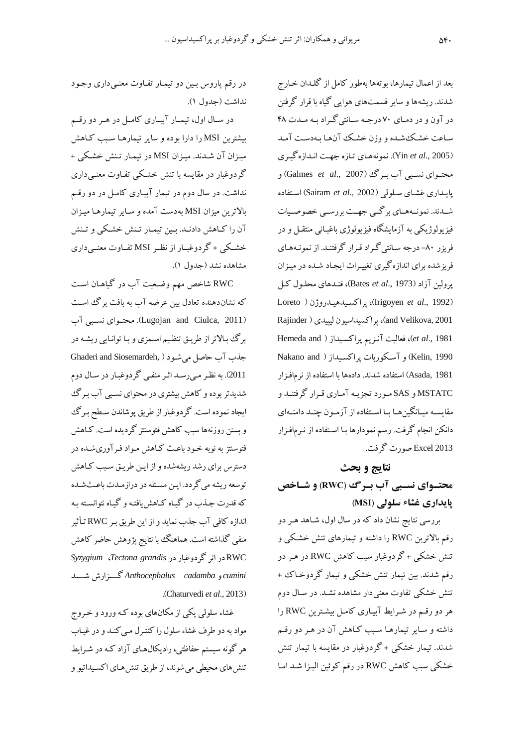بعد از اعمال تیمارها، بوته‌ها به‌طور کامل از گلدان خارج شدند. ریشه‌ها و سایر قسمت‌های هوایی گیاه با قرار گرفتن در آون و در دمای ۷۰ درجه سانتی‌گراد به مدت ۴۸ ساعت خشک‌شده و وزن خشک آن‌ها به‌دست آمد (Yin *et al*., 2005). نمونه‌های تازه جهت اندازه‌گیری محتوای نسبی آب برگ (Galmes *et al*., 2007) و پایداری غشای سلولی (Sairam *et al*., 2002) استفاده شدند. نمونه‌های برگی جهت بررسی خصوصیات فیزیولوژیکی به آزمایشگاه فیزیولوژی باغبانی منتقل و در فریزر ۸۰- درجه سانتی‌گراد قرار گرفتند. از نمونه‌های فریزشده برای اندازه‌گیری تغییرات ایجاد شده در میزان پرولین آزاد (Bates *et al*., 1973)، قندهای محلول کل (Irigoyen *et al*., 1992)، پراکسیدهیدروژن (Loreto and Velikova, 2001)، پراکسیداسیون لیپیدی (Rajinder *et al*., 1981)، فعالیت آنزیم پراکسیداز (Hemeda and Kelin, 1990) و آسکوربات پراکسیداز (Nakano and Asada, 1981) استفاده شدند. داده‌ها با استفاده از نرم‌افزار MSTATC و SAS مورد تجزیه آماری قرار گرفتند و مقایسه میانگین‌ها با استفاده از آزمون چند دامنه‌ای دانکن انجام گرفت. رسم نمودارها با استفاده از نرم‌افزار Excel 2013 صورت گرفت.

## نتایج و بحث

### محتوای نسبی آب برگ (RWC) و شاخص پایداری غشاء سلولی (MSI)

بررسی نتایج نشان داد که در سال اول، شاهد هر دو رقم بالاترین RWC را داشته و تیمارهای تنش خشکی و تنش خشکی + گردوغبار سبب کاهش RWC در هر دو رقم شدند. بین تیمار تنش خشکی و تیمار گردوخاک + تنش خشکی تفاوت معنی‌دار مشاهده نشد. در سال دوم هر دو رقم در شرایط آبیاری کامل بیشترین RWC را داشته و سایر تیمارها سبب کاهش آن در هر دو رقم شدند. تیمار خشکی + گردوغبار در مقایسه با تیمار تنش خشکی سبب کاهش RWC در رقم کوئین الیزا شد اما در رقم پاروس بین دو تیمار تفاوت معنی‌داری وجود نداشت (جدول ۱).

در سال اول، تیمار آبیاری کامل در هر دو رقم بیشترین MSI را دارا بوده و سایر تیمارها سبب کاهش میزان آن شدند. میزان MSI در تیمار تنش خشکی + گردوغبار در مقایسه با تنش خشکی تفاوت معنی‌داری نداشت. در سال دوم در تیمار آبیاری کامل در دو رقم بالاترین میزان MSI به‌دست آمده و سایر تیمارها میزان آن را کاهش دادند. بین تیمار تنش خشکی و تنش خشکی + گردوغبار از نظر MSI تفاوت معنی‌داری مشاهده نشد (جدول ۱).

RWC شاخص مهم وضعیت آب در گیاهان است که نشان‌دهنده تعادل بین عرضه آب به بافت برگ است (Lugojan and Ciulca, 2011). محتوای نسبی آب برگ بالاتر از طریق تنظیم اسمزی و با توانایی ریشه در جذب آب حاصل می‌شود (Ghaderi and Siosemardeh, 2011). به نظر می‌رسد اثر منفی گردوغبار در سال دوم شدیدتر بوده و کاهش بیشتری در محتوای نسبی آب برگ ایجاد نموده است. گردوغبار از طریق پوشاندن سطح برگ و بستن روزنه‌ها سبب کاهش فتوسنتز گردیده است. کاهش فتوسنتز به نوبه خود باعث کاهش مواد فرآوری‌شده در دسترس برای رشد ریشه‌شده و از این طریق سبب کاهش توسعه ریشه می‌گردد. این مسئله در درازمدت باعث‌شده که قدرت جذب در گیاه کاهش‌یافته و گیاه نتوانسته به اندازه کافی آب جذب نماید و از این طریق بر RWC تأثیر منفی گذاشته است. هماهنگ با نتایج پژوهش حاضر کاهش RWC در اثر گردوغبار در *Tectona grandis*، *Syzygium cumini* و *Anthocephalus cadamba* گزارش شد (Chaturvedi *et al*., 2013).

غشاء سلولی یکی از مکان‌های بوده که ورود و خروج مواد به دو طرف غشاء سلول را کنترل می‌کند و در غیاب هر گونه سیستم حفاظتی، رادیکال‌های آزاد که در شرایط تنش‌های محیطی می‌شوند، از طریق تنش‌های اکسیداتیو و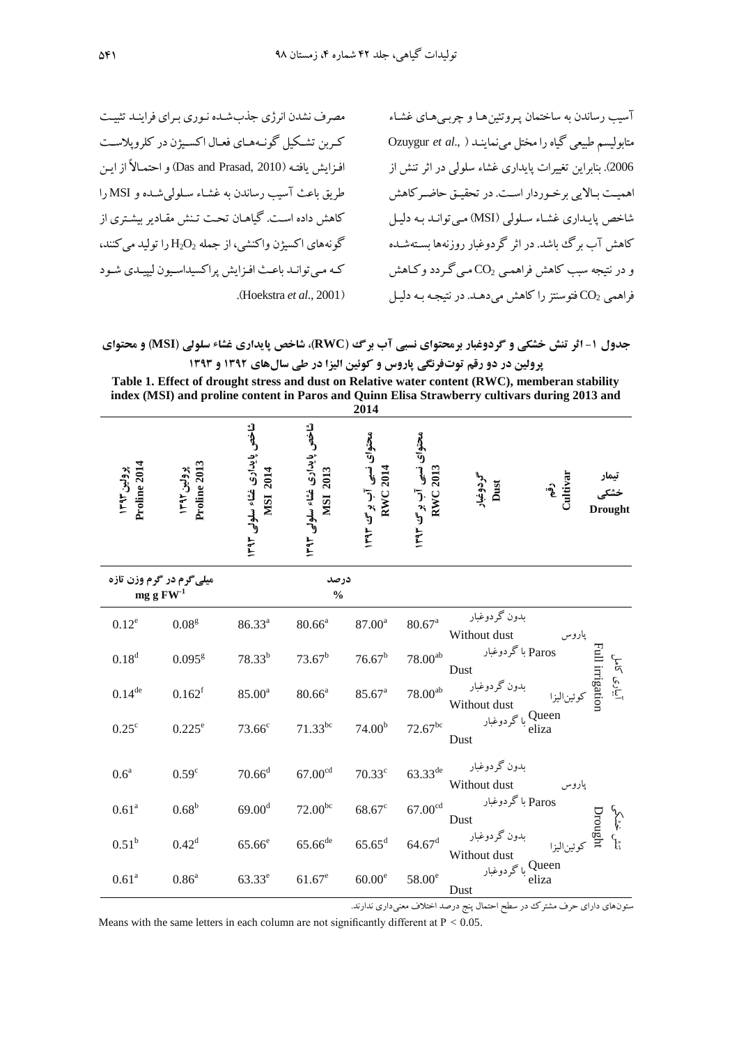آسیب رساندن به ساختمان پروتئین‌ها و چربی‌های غشاء متابولیسم طبیعی گیاه را مختل می‌نمایند (Ozuygur *et al*., 2006). بنابراین تغییرات پایداری غشاء سلولی در اثر تنش از اهمیت بالایی برخوردار است. در تحقیق حاضر کاهش شاخص پایداری غشاء سلولی (MSI) می‌تواند به دلیل کاهش آب برگ باشد. در اثر گردوغبار روزنه‌ها بسته‌شده و در نتیجه سبب کاهش فراهمی $CO_2$ می‌گردد و کاهش فراهمی $CO_2$ فتوسنتز را کاهش می‌دهد. در نتیجه به دلیل مصرف نشدن انرژی جذب‌شده نوری برای فرایند تثبیت کربن تشکیل گونه‌های فعال اکسیژن در کلروپلاست افزایش یافته (Das and Prasad, 2010) و احتمالاً از این طریق باعث آسیب رساندن به غشاء سلولی‌شده و MSI را کاهش داده است. گیاهان تحت تنش مقادیر بیشتری از گونه‌های اکسیژن واکنشی، از جمله $H_2O_2$ را تولید می‌کنند، که می‌تواند باعث افزایش پراکسیداسیون لیپیدی شود (Hoekstra *et al*., 2001).

**جدول ۱- اثر تنش خشکی و گردوغبار برمحتوای نسبی آب برگ (RWC)، شاخص پایداری غشاء سلولی (MSI) و محتوای پرولین در دو رقم توت‌فرنگی پاروس و کوئین الیزا در طی سال‌های ۱۳۹۲ و ۱۳۹۳**

**Table 1. Effect of drought stress and dust on Relative water content (RWC), memberan stability index (MSI) and proline content in Paros and Quinn Elisa Strawberry cultivars during 2013 and 2014**

| تیمار خشکی Drought | رقم Cultivar | گردوغبار Dust | محتوای نسبی آب برگ ۱۳۹۲ RWC 2013 | محتوای نسبی آب برگ ۱۳۹۳ RWC 2014 | شاخص پایداری غشاء سلولی ۱۳۹۲ MSI 2013 | شاخص پایداری غشاء سلولی ۱۳۹۳ MSI 2014 | پرولین ۱۳۹۲ Proline 2013 | پرولین ۱۳۹۳ Proline 2014 |
|---|---|---|---|---|---|---|---|---|
| | | | درصد % | | | | میلی‌گرم در گرم وزن تازه $mg\ g\ FW^{-1}$ | |
| آبیاری کامل Full irrigation | پاروس Paros | بدون گردوغبار Without dust | $80.67^{a}$ | $87.00^{a}$ | $80.66^{a}$ | $86.33^{a}$ | $0.08^{g}$ | $0.12^{e}$ |
| | | با گردوغبار Dust | $78.00^{ab}$ | $76.67^{b}$ | $73.67^{b}$ | $78.33^{b}$ | $0.095^{g}$ | $0.18^{d}$ |
| | کوئین‌الیزا Queen eliza | بدون گردوغبار Without dust | $78.00^{ab}$ | $85.67^{a}$ | $80.66^{a}$ | $85.00^{a}$ | $0.162^{f}$ | $0.14^{de}$ |
| | | با گردوغبار Dust | $72.67^{bc}$ | $74.00^{b}$ | $71.33^{bc}$ | $73.66^{c}$ | $0.225^{e}$ | $0.25^{c}$ |
| تنش خشکی Drought | پاروس Paros | بدون گردوغبار Without dust | $63.33^{de}$ | $70.33^{c}$ | $67.00^{cd}$ | $70.66^{d}$ | $0.59^{c}$ | $0.6^{a}$ |
| | | با گردوغبار Dust | $67.00^{cd}$ | $68.67^{c}$ | $72.00^{bc}$ | $69.00^{d}$ | $0.68^{b}$ | $0.61^{a}$ |
| | کوئین‌الیزا Queen eliza | بدون گردوغبار Without dust | $64.67^{d}$ | $65.65^{d}$ | $65.66^{de}$ | $65.66^{e}$ | $0.42^{d}$ | $0.51^{b}$ |
| | | با گردوغبار Dust | $58.00^{e}$ | $60.00^{e}$ | $61.67^{e}$ | $63.33^{e}$ | $0.86^{a}$ | $0.61^{a}$ |

ستون‌های دارای حرف مشترک در سطح احتمال پنج درصد اختلاف معنی‌داری ندارند.

Means with the same letters in each column are not significantly different at $P < 0.05$.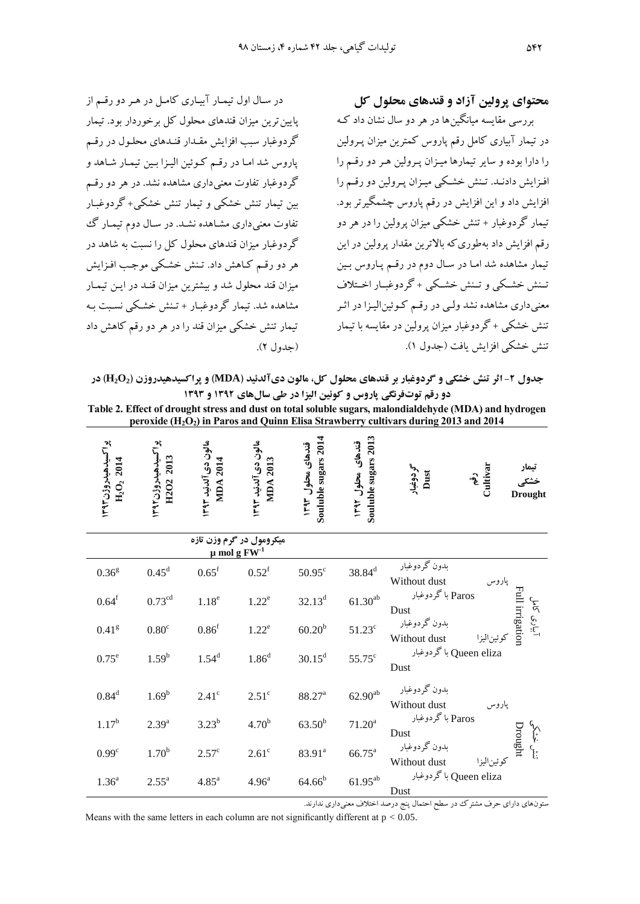## محتوای پرولین آزاد و قندهای محلول کل

بررسی مقایسه میانگین‌ها در هر دو سال نشان داد که در تیمار آبیاری کامل رقم پاروس کمترین میزان پرولین را دارا بوده و سایر تیمارها میزان پرولین هر دو رقم را افزایش دادند. تنش خشکی میزان پرولین دو رقم را افزایش داد و این افزایش در رقم پاروس چشمگیرتر بود. تیمار گردوغبار + تنش خشکی میزان پرولین را در هر دو رقم افزایش داد به‌طوری‌که بالاترین مقدار پرولین در این تیمار مشاهده شد اما در سال دوم در رقم پاروس بین تنش خشکی و تنش خشکی + گردوغبار اختلاف معنی‌داری مشاهده نشد ولی در رقم کوئین‌الیزا در اثر تنش خشکی + گردوغبار میزان پرولین در مقایسه با تیمار تنش خشکی افزایش یافت (جدول ۱).

در سال اول تیمار آبیاری کامل در هر دو رقم از پایین‌ترین میزان قندهای محلول کل برخوردار بود. تیمار گردوغبار سبب افزایش مقدار قندهای محلول در رقم پاروس شد اما در رقم کوئین الیزا بین تیمار شاهد و گردوغبار تفاوت معنی‌داری مشاهده نشد. در هر دو رقم بین تیمار تنش خشکی و تیمار تنش خشکی+ گردوغبار تفاوت معنی‌داری مشاهده نشد. در سال دوم تیمار گگ گردوغبار میزان قندهای محلول کل را نسبت به شاهد در هر دو رقم کاهش داد. تنش خشکی موجب افزایش میزان قند محلول شد و بیشترین میزان قند در این تیمار مشاهده شد. تیمار گردوغبار + تنش خشکی نسبت به تیمار تنش خشکی میزان قند را در هر دو رقم کاهش داد (جدول ۲).

**جدول ۲- اثر تنش خشکی و گردوغبار بر قندهای محلول کل، مالون دی‌آلدئید (MDA) و پراکسیدهیدروزن ($H_2O_2$) در دو رقم توت‌فرنگی پاروس و کوئین الیزا در طی سال‌های ۱۳۹۲ و ۱۳۹۳**

**Table 2. Effect of drought stress and dust on total soluble sugars, malondialdehyde (MDA) and hydrogen peroxide ($H_2O_2$) in Paros and Quinn Elisa Strawberry cultivars during 2013 and 2014**

| تیمار خشکی Drought | رقم Cultivar | گردوغبار Dust | قندهای محلول ۱۳۹۲ Souluble sugars 2013 | قندهای محلول ۱۳۹۳ Souluble sugars 2014 | مالون دی‌آلدئید ۱۳۹۲ MDA 2013 | مالون دی‌آلدئید ۱۳۹۳ MDA 2014 | پراکسیدهیدروزن ۱۳۹۲ H2O2 2013 | پراکسیدهیدروزن ۱۳۹۳ $H_2O_2$ 2014 |
|---|---|---|---|---|---|---|---|---|
| | | | | | میکرومول در گرم وزن تازه µ mol g $FW^{-1}$ | | | |
| آبیاری کامل Full irrigation | پاروس Paros | بدون گردوغبار Without dust | 38.84[d] | 50.95[c] | 0.52[f] | 0.65[f] | 0.45[d] | 0.36[g] |
| | | با گردوغبار Dust | 61.30[ab] | 32.13[d] | 1.22[e] | 1.18[e] | 0.73[cd] | 0.64[f] |
| | کوئین‌الیزا Queen eliza | بدون گردوغبار Without dust | 51.23[c] | 60.20[b] | 1.22[e] | 0.86[f] | 0.80[c] | 0.41[g] |
| | | با گردوغبار Dust | 55.75[c] | 30.15[d] | 1.86[d] | 1.54[d] | 1.59[b] | 0.75[e] |
| تنش خشکی Drought | پاروس Paros | بدون گردوغبار Without dust | 62.90[ab] | 88.27[a] | 2.51[c] | 2.41[c] | 1.69[b] | 0.84[d] |
| | | با گردوغبار Dust | 71.20[a] | 63.50[b] | 4.70[b] | 3.23[b] | 2.39[a] | 1.17[b] |
| | کوئین‌الیزا Queen eliza | بدون گردوغبار Without dust | 66.75[a] | 83.91[a] | 2.61[c] | 2.57[c] | 1.70[b] | 0.99[c] |
| | | با گردوغبار Dust | 61.95[ab] | 64.66[b] | 4.96[a] | 4.85[a] | 2.55[a] | 1.36[a] |

ستون‌های دارای حروف مشترک در سطح احتمال پنج درصد اختلاف معنی‌داری ندارند.

Means with the same letters in each column are not significantly different at $p < 0.05$.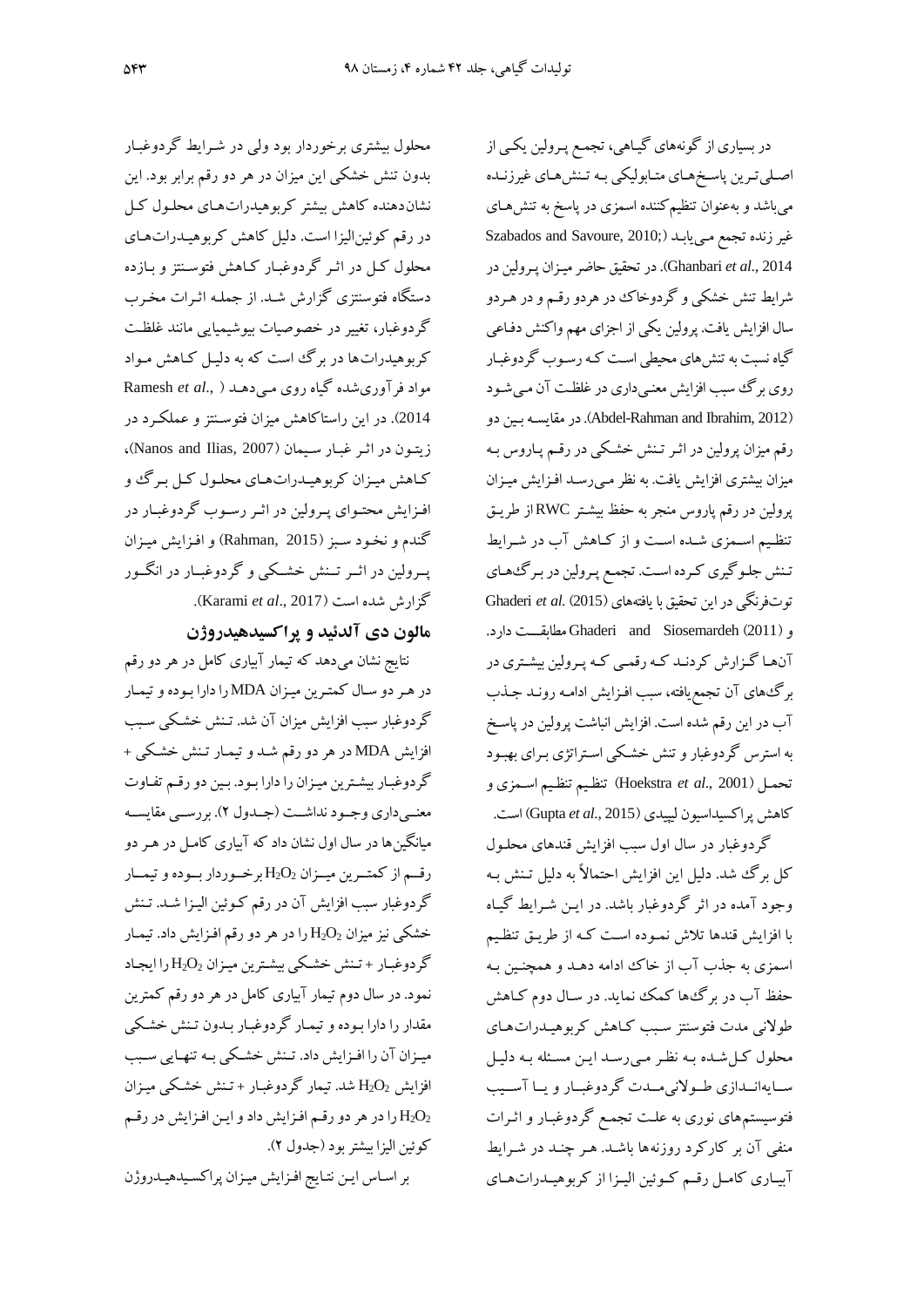در بسیاری از گونه‌های گیاهی، تجمع پرولین یکی از اصلی‌ترین پاسخ‌های متابولیکی به تنش‌های غیرزنده می‌باشد و به‌عنوان تنظیم‌کننده اسمزی در پاسخ به تنش‌های غیر زنده تجمع می‌یابد (Szabados and Savoure, 2010; Ghanbari *et al*., 2014). در تحقیق حاضر میزان پرولین در شرایط تنش خشکی و گردوخاک در هردو رقم و در هردو سال افزایش یافت. پرولین یکی از اجزای مهم واکنش دفاعی گیاه نسبت به تنش‌های محیطی است که رسوب گردوغبار روی برگ سبب افزایش معنی‌داری در غلظت آن می‌شود (Abdel-Rahman and Ibrahim, 2012). در مقایسه بین دو رقم میزان پرولین در اثر تنش خشکی در رقم پاروس به میزان بیشتری افزایش یافت. به نظر می‌رسد افزایش میزان پرولین در رقم پاروس منجر به حفظ بیشتر RWC از طریق تنظیم اسمزی شده است و از کاهش آب در شرایط تنش جلوگیری کرده است. تجمع پرولین در برگ‌های توت‌فرنگی در این تحقیق با یافته‌های Ghaderi *et al*. (2015) و Ghaderi and Siosemardeh (2011) مطابقت دارد. آن‌ها گزارش کردند که رقمی که پرولین بیشتری در برگ‌های آن تجمع یافته، سبب افزایش ادامه روند جذب آب در این رقم شده است. افزایش انباشت پرولین در پاسخ به استرس گردوغبار و تنش خشکی استراتژی برای بهبود تحمل (Hoekstra *et al*., 2001) تنظیم تنظیم اسمزی و کاهش پراکسیداسیون لیپیدی (Gupta *et al*., 2015) است.

گردوغبار در سال اول سبب افزایش قندهای محلول کل برگ شد. دلیل این افزایش احتمالاً به دلیل تنش به وجود آمده در اثر گردوغبار باشد. در این شرایط گیاه با افزایش قندها تلاش نموده است که از طریق تنظیم اسمزی به جذب آب از خاک ادامه دهد و همچنین به حفظ آب در برگ‌ها کمک نماید. در سال دوم کاهش طولانی مدت فتوسنتز سبب کاهش کربوهیدرات‌های محلول کل‌شده به نظر می‌رسد این مسئله به دلیل سایه‌اندازی طولانی‌مدت گردوغبار و یا آسیب فتوسیستم‌های نوری به علت تجمع گردوغبار و اثرات منفی آن بر کارکرد روزنه‌ها باشد. هر چند در شرایط آبیاری کامل رقم کوئین الیزا از کربوهیدرات‌های محلول بیشتری برخوردار بود ولی در شرایط گردوغبار بدون تنش خشکی این میزان در هر دو رقم برابر بود. این نشان‌دهنده کاهش بیشتر کربوهیدرات‌های محلول کل در رقم کوئین‌الیزا است. دلیل کاهش کربوهیدرات‌های محلول کل در اثر گردوغبار کاهش فتوسنتز و بازده دستگاه فتوسنتزی گزارش شد. از جمله اثرات مخرب گردوغبار، تغییر در خصوصیات بیوشیمیایی مانند غلظت کربوهیدرات‌ها در برگ است که به دلیل کاهش مواد مواد فرآوری‌شده گیاه روی می‌دهد (Ramesh *et al*., 2014). در این راستاکاهش میزان فتوسنتز و عملکرد در زیتون در اثر غبار سیمان (Nanos and Ilias, 2007)، کاهش میزان کربوهیدرات‌های محلول کل برگ و افزایش محتوای پرولین در اثر رسوب گردوغبار در گندم و نخود سبز (Rahman, 2015) و افزایش میزان پرولین در اثر تنش خشکی و گردوغبار در انگور گزارش شده است (Karami *et al*., 2017).

## مالون دی آلدئید و پراکسیدهیدروژن

نتایج نشان می‌دهد که تیمار آبیاری کامل در هر دو رقم در هر دو سال کمترین میزان MDA را دارا بوده و تیمار گردوغبار سبب افزایش میزان آن شد. تنش خشکی سبب افزایش MDA در هر دو رقم شد و تیمار تنش خشکی + گردوغبار بیشترین میزان را دارا بود. بین دو رقم تفاوت معنی‌داری وجود نداشت (جدول ۲). بررسی مقایسه میانگین‌ها در سال اول نشان داد که آبیاری کامل در هر دو رقم از کمترین میزان $H_2O_2$ برخوردار بوده و تیمار گردوغبار سبب افزایش آن در رقم کوئین الیزا شد. تنش خشکی نیز میزان $H_2O_2$ را در هر دو رقم افزایش داد. تیمار گردوغبار + تنش خشکی بیشترین میزان $H_2O_2$ را ایجاد نمود. در سال دوم تیمار آبیاری کامل در هر دو رقم کمترین مقدار را دارا بوده و تیمار گردوغبار بدون تنش خشکی میزان آن را افزایش داد. تنش خشکی به تنهایی سبب افزایش $H_2O_2$ شد. تیمار گردوغبار + تنش خشکی میزان $H_2O_2$ را در هر دو رقم افزایش داد و این افزایش در رقم کوئین الیزا بیشتر بود (جدول ۲).

بر اساس این نتایج افزایش میزان پراکسیدهیدروژن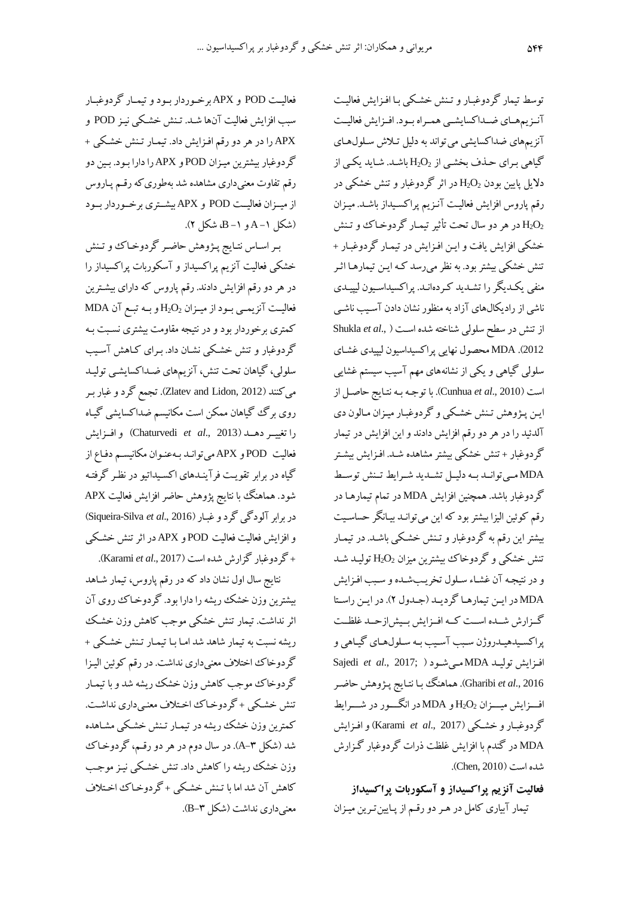توسط تیمار گردوغبار و تنش خشکی با افزایش فعالیت آنزیم‌های ضداکسایشی همراه بود. افزایش فعالیت آنزیم‌های ضداکسایشی می‌تواند به دلیل تلاش سلول‌های گیاهی برای حذف بخشی از $H_2O_2$ باشد. شاید یکی از دلایل پایین بودن $H_2O_2$ در اثر گردوغبار و تنش خشکی در رقم پاروس افزایش فعالیت آنزیم پراکسیداز باشد. میزان $H_2O_2$ در هر دو سال تحت تأثیر تیمار گردوخاک و تنش خشکی افزایش یافت و این افزایش در تیمار گردوغبار + تنش خشکی بیشتر بود. به نظر می‌رسد که این تیمارها اثر منفی یکدیگر را تشدید کرده‌اند. پراکسیداسیون لیپیدی ناشی از رادیکال‌های آزاد به منظور نشان دادن آسیب ناشی از تنش در سطح سلولی شناخته شده است (Shukla *et al*., 2012). MDA محصول نهایی پراکسیداسیون لیپیدی غشای سلولی گیاهی و یکی از نشانه‌های مهم آسیب سیستم غشایی است (Cunhua *et al*., 2010). با توجه به نتایج حاصل از این پژوهش تنش خشکی و گردوغبار میزان مالون دی آلدئید را در هر دو رقم افزایش دادند و این افزایش در تیمار گردوغبار + تنش خشکی بیشتر مشاهده شد. افزایش بیشتر MDA می‌تواند به دلیل تشدید شرایط تنش توسط گردوغبار باشد. همچنین افزایش MDA در تمام تیمارها در رقم کوئین الیزا بیشتر بود که این می‌تواند بیانگر حساسیت بیشتر این رقم به گردوغبار و تنش خشکی باشد. در تیمار تنش خشکی و گردوخاک بیشترین میزان $H_2O_2$ تولید شد و در نتیجه آن غشاء سلول تخریب‌شده و سبب افزایش MDA در این تیمارها گردید (جدول ۲). در این راستا گزارش شده است که افزایش بیش‌ازحد غلظت پراکسیدهیدروژن سبب آسیب به سلول‌های گیاهی و افزایش تولید MDA می‌شود (Sajedi *et al*., 2017; Gharibi *et al*., 2016). هماهنگ با نتایج پژوهش حاضر افزایش میزان $H_2O_2$ و MDA در انگور در شرایط گردوغبار و خشکی (Karami *et al*., 2017) و افزایش MDA در گندم با افزایش غلظت ذرات گردوغبار گزارش شده است (Chen, 2010).

**فعالیت آنزیم پراکسیداز و آسکوربات پراکسیداز**

تیمار آبیاری کامل در هر دو رقم از پایین‌ترین میزان فعالیت POD و APX برخوردار بود و تیمار گردوغبار سبب افزایش فعالیت آن‌ها شد. تنش خشکی نیز POD و APX را در هر دو رقم افزایش داد. تیمار تنش خشکی + گردوغبار بیشترین میزان POD و APX را دارا بود. بین دو رقم تفاوت معنی‌داری مشاهده شد به‌طوری‌که رقم پاروس از میزان فعالیت POD و APX بیشتری برخوردار بود (شکل ۱–A و ۱–B، شکل ۲).

بر اساس نتایج پژوهش حاضر گردوخاک و تنش خشکی فعالیت آنزیم پراکسیداز و آسکوربات پراکسیداز را در هر دو رقم افزایش دادند. رقم پاروس که دارای بیشترین فعالیت آنزیمی بود از میزان $H_2O_2$ و به تبع آن MDA کمتری برخوردار بود و در نتیجه مقاومت بیشتری نسبت به گردوغبار و تنش خشکی نشان داد. برای کاهش آسیب سلولی، گیاهان تحت تنش، آنزیم‌های ضداکسایشی تولید می‌کنند (Zlatev and Lidon, 2012). تجمع گرد و غبار بر روی برگ گیاهان ممکن است مکانیسم ضداکسایشی گیاه را تغییر دهد (Chaturvedi *et al*., 2013) و افزایش فعالیت POD و APX می‌تواند به‌عنوان مکانیسم دفاع از گیاه در برابر تقویت فرآیندهای اکسیداتیو در نظر گرفته شود. هماهنگ با نتایج پژوهش حاضر افزایش فعالیت APX در برابر آلودگی گرد و غبار (Siqueira-Silva *et al*., 2016) و افزایش فعالیت POD و APX در اثر تنش خشکی + گردوغبار گزارش شده است (Karami *et al*., 2017).

نتایج سال اول نشان داد که در رقم پاروس، تیمار شاهد بیشترین وزن خشک ریشه را دارا بود. گردوخاک روی آن اثر نداشت. تیمار تنش خشکی موجب کاهش وزن خشک ریشه نسبت به تیمار شاهد شد اما با تیمار تنش خشکی + گردوخاک اختلاف معنی‌داری نداشت. در رقم کوئین الیزا گردوخاک موجب کاهش وزن خشک ریشه شد و با تیمار تنش خشکی + گردوخاک اختلاف معنی‌داری نداشت. کمترین وزن خشک ریشه در تیمار تنش خشکی مشاهده شد (شکل ۳–A). در سال دوم در هر دو رقم، گردوخاک وزن خشک ریشه را کاهش داد. تنش خشکی نیز موجب کاهش آن شد اما با تنش خشکی + گردوخاک اختلاف معنی‌داری نداشت (شکل ۳–B).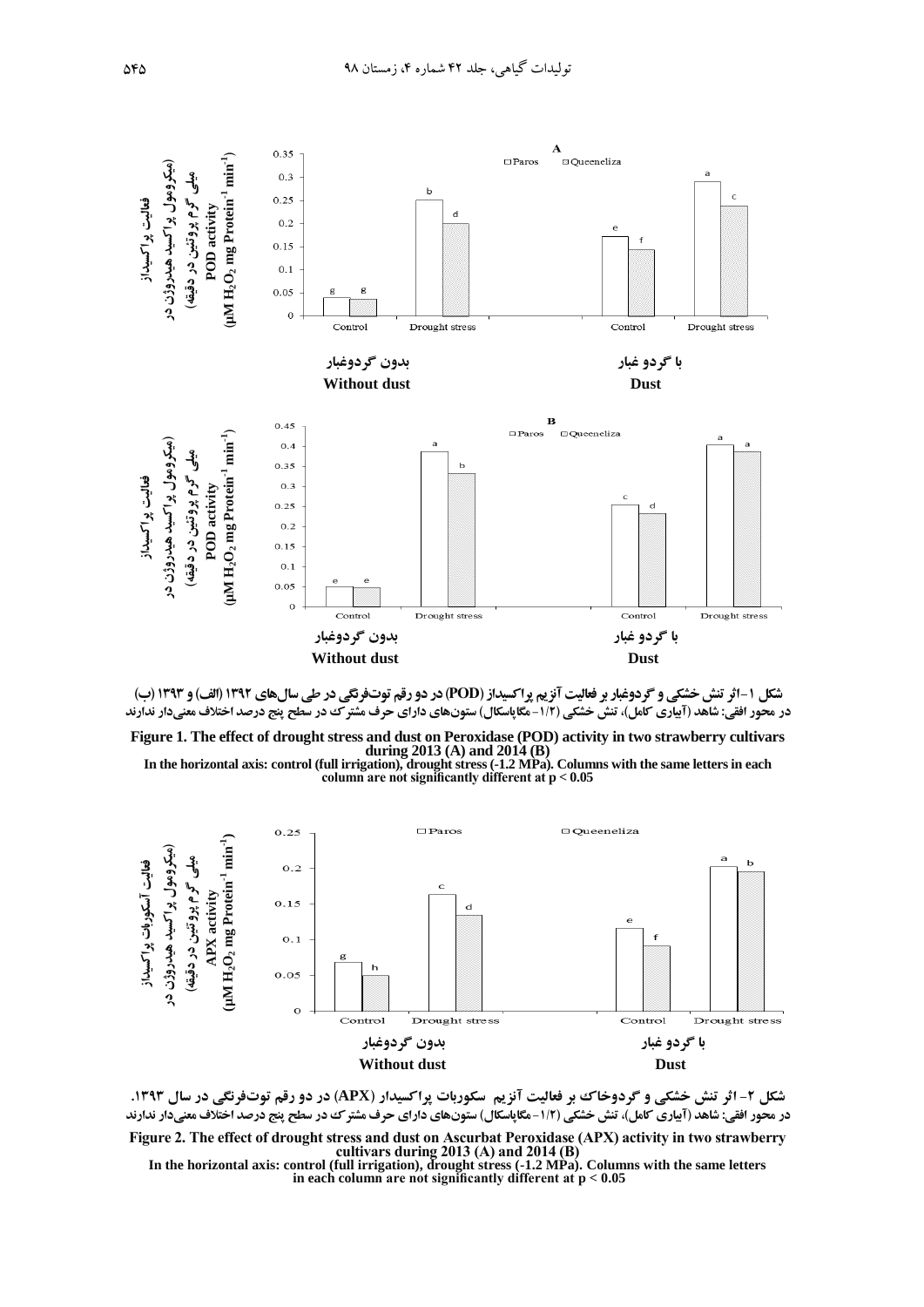شکل ۱-اثر تنش خشکی و گردوغبار بر فعالیت آنزیم پراکسیداز (POD) در دو رقم توت‌فرنگی در طی سال‌های ۱۳۹۲ (الف) و ۱۳۹۳ (ب)
در محور افقی: شاهد (آبیاری کامل)، تنش خشکی (۱/۲- مگاپاسکال) ستون‌های دارای حرف مشترک در سطح پنج درصد اختلاف معنی‌دار ندارند

**Figure 1. The effect of drought stress and dust on Peroxidase (POD) activity in two strawberry cultivars during 2013 (A) and 2014 (B)**
**In the horizontal axis: control (full irrigation), drought stress (-1.2 MPa). Columns with the same letters in each column are not significantly different at $p < 0.05$**

شکل ۲- اثر تنش خشکی و گردوخاک بر فعالیت آنزیم سکوربات پراکسیدار (APX) در دو رقم توت‌فرنگی در سال ۱۳۹۳.
در محور افقی: شاهد (آبیاری کامل)، تنش خشکی (۱/۲- مگاپاسکال) ستون‌های دارای حرف مشترک در سطح پنج درصد اختلاف معنی‌دار ندارند

**Figure 2. The effect of drought stress and dust on Ascurbat Peroxidase (APX) activity in two strawberry cultivars during 2013 (A) and 2014 (B)**
**In the horizontal axis: control (full irrigation), drought stress (-1.2 MPa). Columns with the same letters in each column are not significantly different at $p < 0.05$**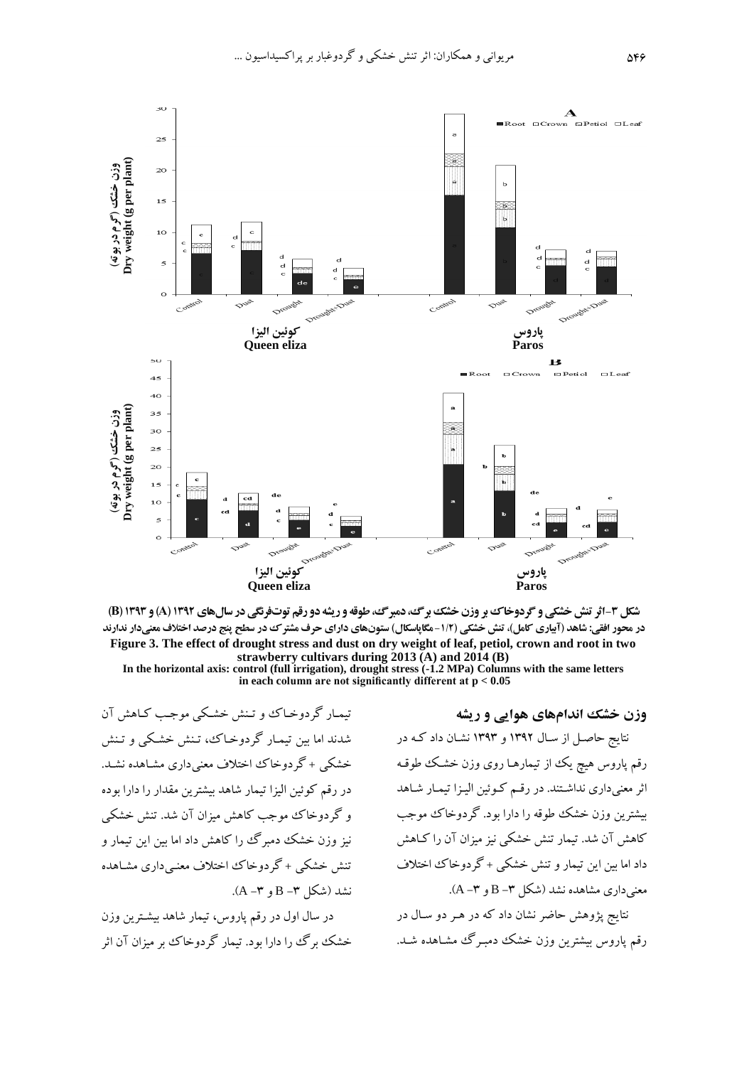شکل ۳-اثر تنش خشکی و گردوخاک بر وزن خشک برگ، دمبرگ، طوقه و ریشه دو رقم توت‌فرنگی در سال‌های ۱۳۹۲ (A) و ۱۳۹۳ (B)
در محور افقی: شاهد (آبیاری کامل)، تنش خشکی (۱/۲- مگاپاسکال) ستون‌های دارای حرف مشترک در سطح پنج درصد اختلاف معنی‌دار ندارند

**Figure 3. The effect of drought stress and dust on dry weight of leaf, petiol, crown and root in two strawberry cultivars during 2013 (A) and 2014 (B)**

**In the horizontal axis: control (full irrigation), drought stress (-1.2 MPa) Columns with the same letters in each column are not significantly different at $p < 0.05$**

### وزن خشک اندام‌های هوایی و ریشه

نتایج حاصل از سال ۱۳۹۲ و ۱۳۹۳ نشان داد که در رقم پاروس هیچ یک از تیمارها روی وزن خشک طوقه اثر معنی‌داری نداشتند. در رقم کوئین الیزا تیمار شاهد بیشترین وزن خشک طوقه را دارا بود. گردوخاک موجب کاهش آن شد. تیمار تنش خشکی نیز میزان آن را کاهش داد اما بین این تیمار و تنش خشکی + گردوخاک اختلاف معنی‌داری مشاهده نشد (شکل ۳- B و ۳- A).

نتایج پژوهش حاضر نشان داد که در هر دو سال در رقم پاروس بیشترین وزن خشک دمبرگ مشاهده شد. تیمار گردوخاک و تنش خشکی موجب کاهش آن شدند اما بین تیمار گردوخاک، تنش خشکی و تنش خشکی + گردوخاک اختلاف معنی‌داری مشاهده نشد. در رقم کوئین الیزا تیمار شاهد بیشترین مقدار را دارا بوده و گردوخاک موجب کاهش میزان آن شد. تنش خشکی نیز وزن خشک دمبرگ را کاهش داد اما بین این تیمار و تنش خشکی + گردوخاک اختلاف معنی‌داری مشاهده نشد (شکل ۳- B و ۳- A).

در سال اول در رقم پاروس، تیمار شاهد بیشترین وزن خشک برگ را دارا بود. تیمار گردوخاک بر میزان آن اثر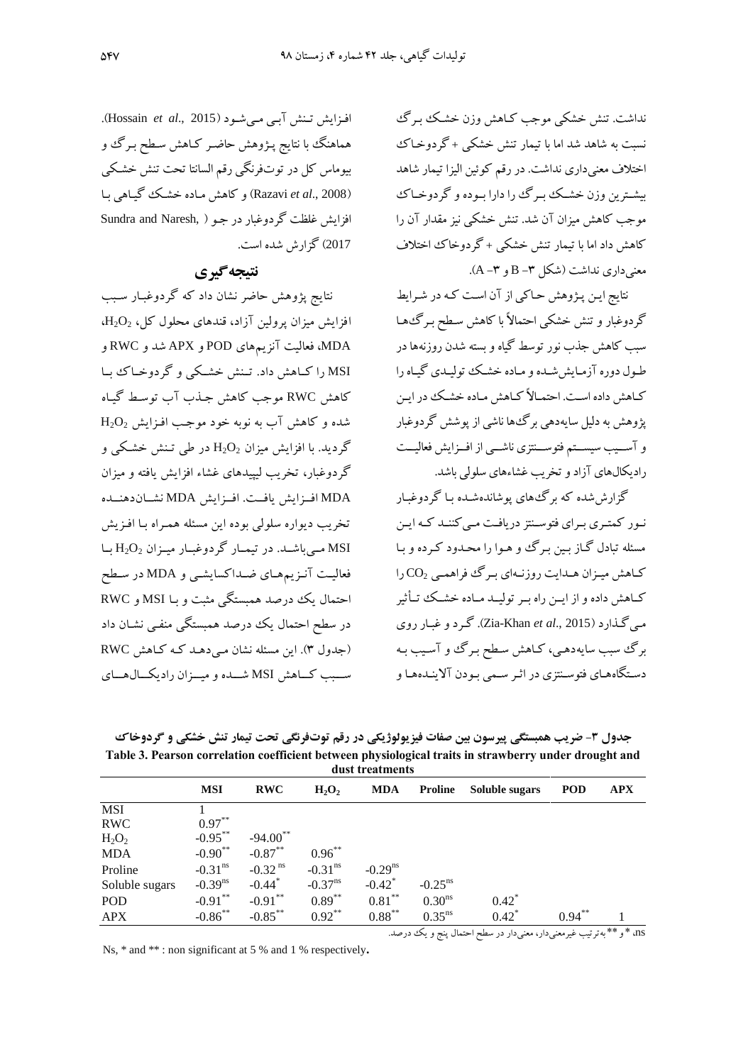نداشت. تنش خشکی موجب کـاهش وزن خشـک بـرگ نسبت به شاهد شد اما با تیمار تنش خشکی + گردوخـاک اختلاف معنی‌داری نداشت. در رقم کوئین الیزا تیمار شاهد بیشـترین وزن خشـک بـرگ را دارا بـوده و گردوخـاک موجب کاهش میزان آن شد. تنش خشکی نیز مقدار آن را کاهش داد اما با تیمار تنش خشکی + گردوخاک اختلاف معنی‌داری نداشت (شکل ۳- B و ۳- A).

نتایج این پـژوهش حـاکی از آن اسـت کـه در شـرایط گردوغبار و تنش خشکی احتمالاً با کاهش سـطح بـرگ‌هـا سبب کاهش جذب نور توسط گیاه و بسته شدن روزنه‌ها در طـول دوره آزمـایش‌شـده و مـاده خشـک تولیـدی گیـاه را کـاهش داده اسـت. احتمـالاً کـاهش مـاده خشـک در ایـن پژوهش به دلیل سایه‌دهی برگ‌ها ناشی از پوشش گردوغبار و آسـیب سیسـتم فتوسـنتزی ناشـی از افـزایش فعالیـت رادیکال‌های آزاد و تخریب غشاءهای سلولی باشد.

گزارش‌شده که برگ‌های پوشانده‌شـده بـا گردوغبـار نـور کمتـری بـرای فتوسـنتز دریافـت مـی‌کننـد کـه ایـن مسئله تبادل گـاز بـین بـرگ و هـوا را محـدود کـرده و بـا کـاهش میـزان هـدایت روزنـه‌ای بـرگ فراهمـی $CO_2$ را کـاهش داده و از ایـن راه بـر تولیـد مـاده خشـک تـأثیر مـی‌گـذارد (Zia-Khan *et al*., 2015). گـرد و غبـار روی برگ سبب سایه‌دهـی، کـاهش سـطح بـرگ و آسـیب بـه دستگاه‌هـای فتوسـنتزی در اثـر سـمی بـودن آلاینـده‌هـا و افـزایش تـنش آبـی مـی‌شـود (Hossain *et al*., 2015). هماهنگ با نتایج پـژوهش حاضـر کـاهش سـطح بـرگ و بیوماس کل در توت‌فرنگی رقم السانتا تحت تنش خشـکی (Razavi *et al*., 2008) و کاهش مـاده خشـک گیـاهی بـا افزایش غلظت گردوغبار در جـو (Sundra and Naresh, 2017) گزارش شده است.

## نتیجه‌گیری

نتایج پژوهش حاضر نشان داد که گردوغبـار سـبب افزایش میزان پرولین آزاد، قندهای محلول کل، $H_2O_2$، MDA، فعالیت آنزیم‌های POD و APX شد و RWC و MSI را کـاهش داد. تـنش خشـکی و گردوخـاک بـا کاهش RWC موجب کاهش جـذب آب توسـط گیـاه شده و کاهش آب به نوبه خود موجـب افـزایش $H_2O_2$ گردید. با افزایش میزان $H_2O_2$ در طی تـنش خشـکی و گردوغبار، تخریب لیپیدهای غشاء افزایش یافته و میزان MDA افـزایش یافـت. افـزایش MDA نشـان‌دهنـده تخریب دیواره سلولی بوده این مسئله همـراه بـا افـزیش MSI مـی‌باشـد. در تیمـار گردوغبـار میـزان $H_2O_2$ بـا فعالیـت آنـزیم‌هـای ضـداکسایشـی و MDA در سـطح احتمال یک درصد همبستگی مثبت و بـا MSI و RWC در سطح احتمال یک درصد همبستگی منفـی نشـان داد (جدول ۳). این مسئله نشان مـی‌دهـد کـه کـاهش RWC سـبب کـاهش MSI شـده و میـزان رادیکـال‌هـای

**جدول ۳- ضریب همبستگی پیرسون بین صفات فیزیولوژیکی در رقم توت‌فرنگی تحت تیمار تنش خشکی و گردوخاک**

**Table 3. Pearson correlation coefficient between physiological traits in strawberry under drought and dust treatments**

| | MSI | RWC | $H_2O_2$ | MDA | Proline | Soluble sugars | POD | APX |
|---|---|---|---|---|---|---|---|---|
| MSI | 1 | | | | | | | |
| RWC | $0.97^{**}$ | | | | | | | |
| $H_2O_2$ | $-0.95^{**}$ | $-94.00^{**}$ | | | | | | |
| MDA | $-0.90^{**}$ | $-0.87^{**}$ | $0.96^{**}$ | | | | | |
| Proline | $-0.31^{ns}$ | $-0.32^{ns}$ | $-0.31^{ns}$ | $-0.29^{ns}$ | | | | |
| Soluble sugars | $-0.39^{ns}$ | $-0.44^{*}$ | $-0.37^{ns}$ | $-0.42^{*}$ | $-0.25^{ns}$ | | | |
| POD | $-0.91^{**}$ | $-0.91^{**}$ | $0.89^{**}$ | $0.81^{**}$ | $0.30^{ns}$ | $0.42^{*}$ | | |
| APX | $-0.86^{**}$ | $-0.85^{**}$ | $0.92^{**}$ | $0.88^{**}$ | $0.35^{ns}$ | $0.42^{*}$ | $0.94^{**}$ | 1 |

ns، * و ** به‌ترتیب غیرمعنی‌دار، معنی‌دار در سطح احتمال پنج و یک درصد.

Ns, * and ** : non significant at 5 % and 1 % respectively.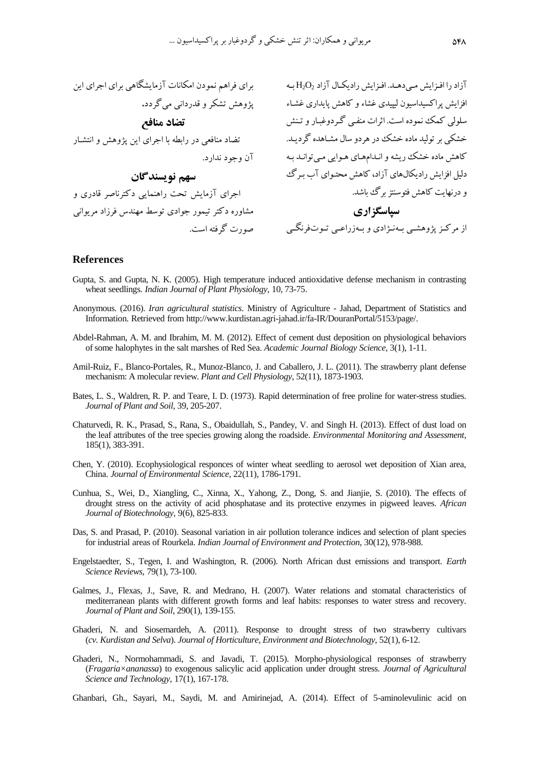آزاد را افزایش می‌دهد. افزایش رادیکال آزاد $H_2O_2$ به افزایش پراکسیداسیون لیپیدی غشاء و کاهش پایداری غشاء سلولی کمک نموده است. اثرات منفی گردوغبار و تنش خشکی بر تولید ماده خشک در هردو سال مشاهده گردید. کاهش ماده خشک ریشه و اندام‌های هوایی می‌تواند به دلیل افزایش رادیکال‌های آزاد، کاهش محتوای آب برگ و درنهایت کاهش فتوسنتز برگ باشد.

## سپاسگزاری

از مرکز پژوهشی به‌نژادی و به‌زراعی توت‌فرنگی برای فراهم نمودن امکانات آزمایشگاهی برای اجرای این پژوهش تشکر و قدردانی می‌گردد.

## تضاد منافع

تضاد منافعی در رابطه با اجرای این پژوهش و انتشار آن وجود ندارد.

## سهم نویسندگان

اجرای آزمایش تحت راهنمایی دکترناصر قادری و مشاوره دکتر تیمور جوادی توسط مهندس فرزاد مریوانی صورت گرفته است.

## References

Gupta, S. and Gupta, N. K. (2005). High temperature induced antioxidative defense mechanism in contrasting wheat seedlings. *Indian Journal of Plant Physiology*, 10, 73-75.

Anonymous. (2016). *Iran agricultural statistics*. Ministry of Agriculture - Jahad, Department of Statistics and Information. Retrieved from http://www.kurdistan.agri-jahad.ir/fa-IR/DouranPortal/5153/page/.

Abdel-Rahman, A. M. and Ibrahim, M. M. (2012). Effect of cement dust deposition on physiological behaviors of some halophytes in the salt marshes of Red Sea. *Academic Journal Biology Science*, 3(1), 1-11.

Amil-Ruiz, F., Blanco-Portales, R., Munoz-Blanco, J. and Caballero, J. L. (2011). The strawberry plant defense mechanism: A molecular review. *Plant and Cell Physiology*, 52(11), 1873-1903.

Bates, L. S., Waldren, R. P. and Teare, I. D. (1973). Rapid determination of free proline for water-stress studies. *Journal of Plant and Soil*, 39, 205-207.

Chaturvedi, R. K., Prasad, S., Rana, S., Obaidullah, S., Pandey, V. and Singh H. (2013). Effect of dust load on the leaf attributes of the tree species growing along the roadside. *Environmental Monitoring and Assessment*, 185(1), 383-391.

Chen, Y. (2010). Ecophysiological responces of winter wheat seedling to aerosol wet deposition of Xian area, China. *Journal of Environmental Science*, 22(11), 1786-1791.

Cunhua, S., Wei, D., Xiangling, C., Xinna, X., Yahong, Z., Dong, S. and Jianjie, S. (2010). The effects of drought stress on the activity of acid phosphatase and its protective enzymes in pigweed leaves. *African Journal of Biotechnology*, 9(6), 825-833.

Das, S. and Prasad, P. (2010). Seasonal variation in air pollution tolerance indices and selection of plant species for industrial areas of Rourkela. *Indian Journal of Environment and Protection*, 30(12), 978-988.

Engelstaedter, S., Tegen, I. and Washington, R. (2006). North African dust emissions and transport. *Earth Science Reviews*, 79(1), 73-100.

Galmes, J., Flexas, J., Save, R. and Medrano, H. (2007). Water relations and stomatal characteristics of mediterranean plants with different growth forms and leaf habits: responses to water stress and recovery. *Journal of Plant and Soil*, 290(1), 139-155.

Ghaderi, N. and Siosemardeh, A. (2011). Response to drought stress of two strawberry cultivars (*cv. Kurdistan and Selva*). *Journal of Horticulture, Environment and Biotechnology*, 52(1), 6-12.

Ghaderi, N., Normohammadi, S. and Javadi, T. (2015). Morpho-physiological responses of strawberry (*Fragaria×ananassa*) to exogenous salicylic acid application under drought stress. *Journal of Agricultural Science and Technology*, 17(1), 167-178.

Ghanbari, Gh., Sayari, M., Saydi, M. and Amirinejad, A. (2014). Effect of 5-aminolevulinic acid on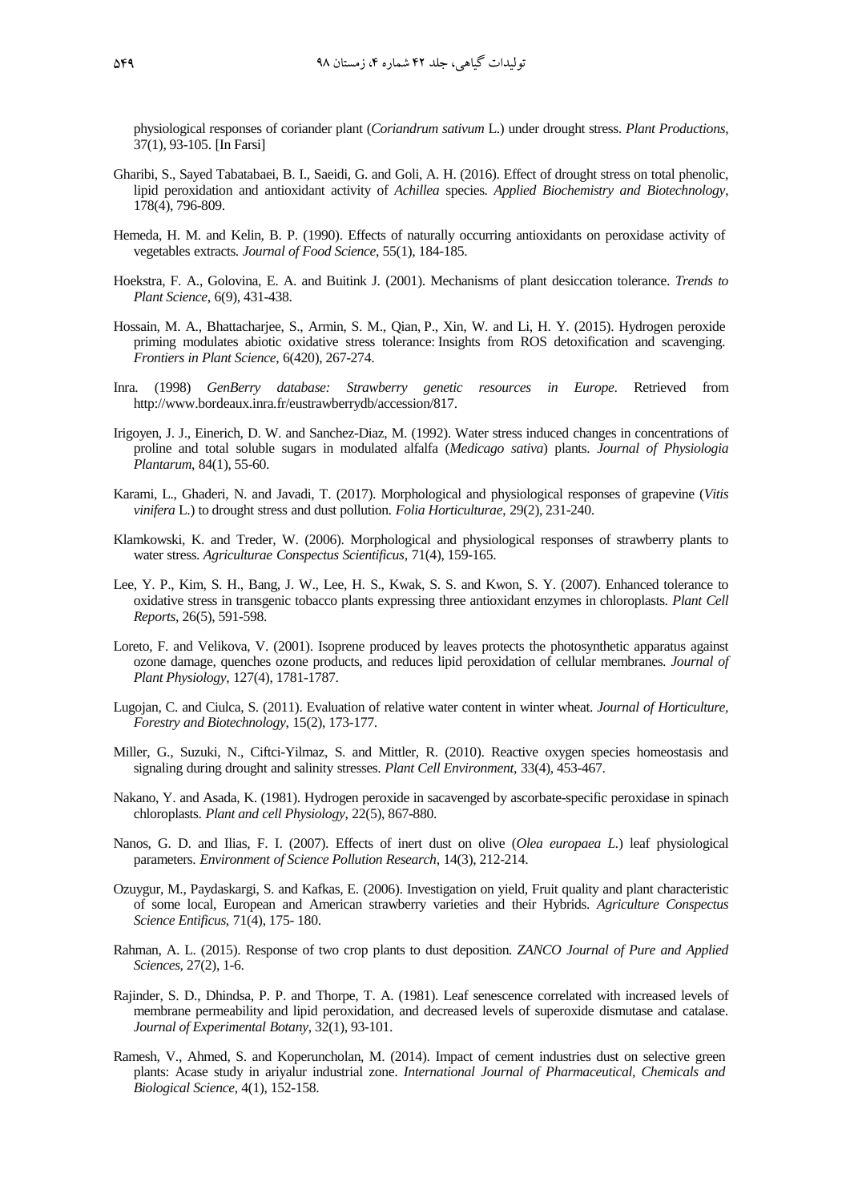physiological responses of coriander plant (*Coriandrum sativum* L.) under drought stress. *Plant Productions*, 37(1), 93-105. [In Farsi]

Gharibi, S., Sayed Tabatabaei, B. I., Saeidi, G. and Goli, A. H. (2016). Effect of drought stress on total phenolic, lipid peroxidation and antioxidant activity of *Achillea* species. *Applied Biochemistry and Biotechnology*, 178(4), 796-809.

Hemeda, H. M. and Kelin, B. P. (1990). Effects of naturally occurring antioxidants on peroxidase activity of vegetables extracts. *Journal of Food Science*, 55(1), 184-185.

Hoekstra, F. A., Golovina, E. A. and Buitink J. (2001). Mechanisms of plant desiccation tolerance. *Trends to Plant Science*, 6(9), 431-438.

Hossain, M. A., Bhattacharjee, S., Armin, S. M., Qian, P., Xin, W. and Li, H. Y. (2015). Hydrogen peroxide priming modulates abiotic oxidative stress tolerance: Insights from ROS detoxification and scavenging. *Frontiers in Plant Science*, 6(420), 267-274.

Inra. (1998) *GenBerry database: Strawberry genetic resources in Europe*. Retrieved from http://www.bordeaux.inra.fr/eustrawberrydb/accession/817.

Irigoyen, J. J., Einerich, D. W. and Sanchez-Diaz, M. (1992). Water stress induced changes in concentrations of proline and total soluble sugars in modulated alfalfa (*Medicago sativa*) plants. *Journal of Physiologia Plantarum*, 84(1), 55-60.

Karami, L., Ghaderi, N. and Javadi, T. (2017). Morphological and physiological responses of grapevine (*Vitis vinifera* L.) to drought stress and dust pollution. *Folia Horticulturae*, 29(2), 231-240.

Klamkowski, K. and Treder, W. (2006). Morphological and physiological responses of strawberry plants to water stress. *Agriculturae Conspectus Scientificus*, 71(4), 159-165.

Lee, Y. P., Kim, S. H., Bang, J. W., Lee, H. S., Kwak, S. S. and Kwon, S. Y. (2007). Enhanced tolerance to oxidative stress in transgenic tobacco plants expressing three antioxidant enzymes in chloroplasts. *Plant Cell Reports*, 26(5), 591-598.

Loreto, F. and Velikova, V. (2001). Isoprene produced by leaves protects the photosynthetic apparatus against ozone damage, quenches ozone products, and reduces lipid peroxidation of cellular membranes. *Journal of Plant Physiology*, 127(4), 1781-1787.

Lugojan, C. and Ciulca, S. (2011). Evaluation of relative water content in winter wheat. *Journal of Horticulture, Forestry and Biotechnology*, 15(2), 173-177.

Miller, G., Suzuki, N., Ciftci-Yilmaz, S. and Mittler, R. (2010). Reactive oxygen species homeostasis and signaling during drought and salinity stresses. *Plant Cell Environment*, 33(4), 453-467.

Nakano, Y. and Asada, K. (1981). Hydrogen peroxide in sacavenged by ascorbate-specific peroxidase in spinach chloroplasts. *Plant and cell Physiology*, 22(5), 867-880.

Nanos, G. D. and Ilias, F. I. (2007). Effects of inert dust on olive (*Olea europaea L.*) leaf physiological parameters. *Environment of Science Pollution Research*, 14(3), 212-214.

Ozuygur, M., Paydaskargi, S. and Kafkas, E. (2006). Investigation on yield, Fruit quality and plant characteristic of some local, European and American strawberry varieties and their Hybrids. *Agriculture Conspectus Science Entificus*, 71(4), 175- 180.

Rahman, A. L. (2015). Response of two crop plants to dust deposition. *ZANCO Journal of Pure and Applied Sciences*, 27(2), 1-6.

Rajinder, S. D., Dhindsa, P. P. and Thorpe, T. A. (1981). Leaf senescence correlated with increased levels of membrane permeability and lipid peroxidation, and decreased levels of superoxide dismutase and catalase. *Journal of Experimental Botany*, 32(1), 93-101.

Ramesh, V., Ahmed, S. and Koperuncholan, M. (2014). Impact of cement industries dust on selective green plants: Acase study in ariyalur industrial zone. *International Journal of Pharmaceutical, Chemicals and Biological Science*, 4(1), 152-158.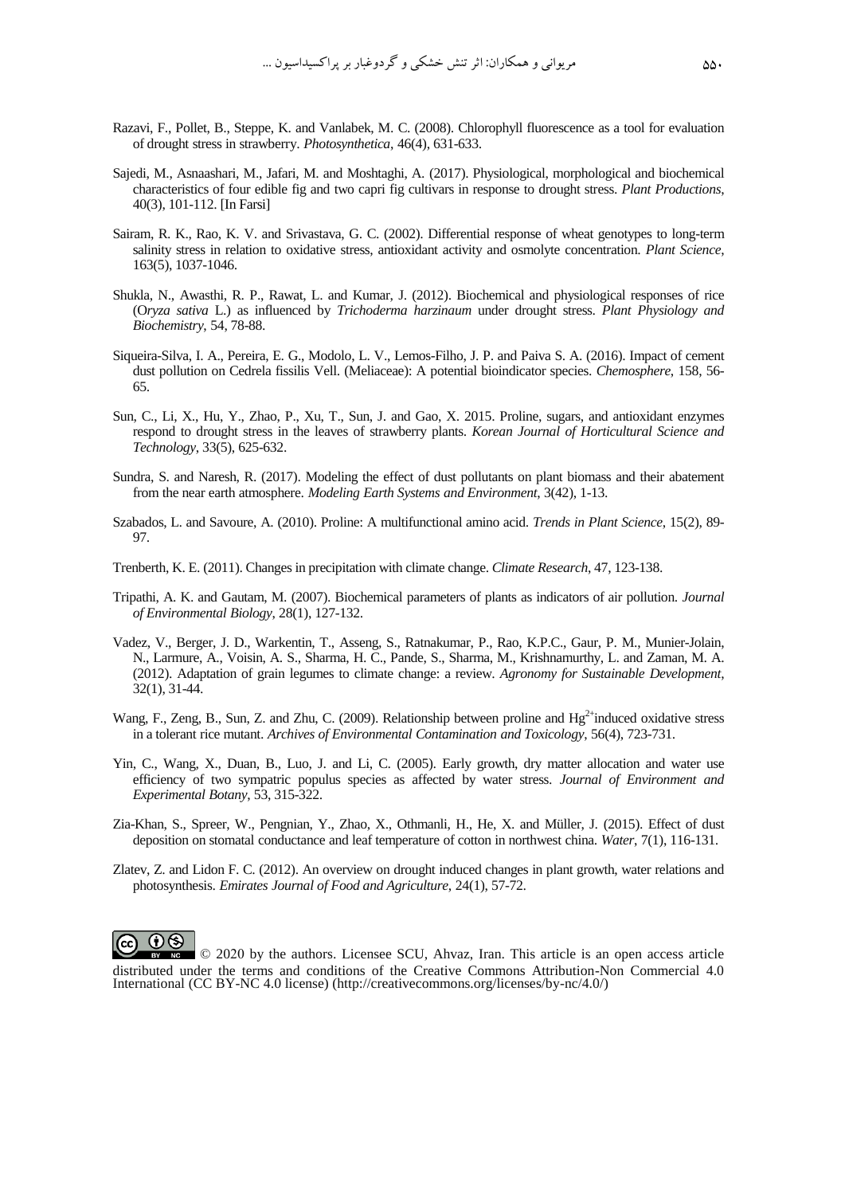Razavi, F., Pollet, B., Steppe, K. and Vanlabek, M. C. (2008). Chlorophyll fluorescence as a tool for evaluation of drought stress in strawberry. *Photosynthetica*, 46(4), 631-633.

Sajedi, M., Asnaashari, M., Jafari, M. and Moshtaghi, A. (2017). Physiological, morphological and biochemical characteristics of four edible fig and two capri fig cultivars in response to drought stress. *Plant Productions*, 40(3), 101-112. [In Farsi]

Sairam, R. K., Rao, K. V. and Srivastava, G. C. (2002). Differential response of wheat genotypes to long-term salinity stress in relation to oxidative stress, antioxidant activity and osmolyte concentration. *Plant Science*, 163(5), 1037-1046.

Shukla, N., Awasthi, R. P., Rawat, L. and Kumar, J. (2012). Biochemical and physiological responses of rice (O*ryza sativa* L.) as influenced by *Trichoderma harzinaum* under drought stress. *Plant Physiology and Biochemistry*, 54, 78-88.

Siqueira-Silva, I. A., Pereira, E. G., Modolo, L. V., Lemos-Filho, J. P. and Paiva S. A. (2016). Impact of cement dust pollution on Cedrela fissilis Vell. (Meliaceae): A potential bioindicator species. *Chemosphere*, 158, 56-65.

Sun, C., Li, X., Hu, Y., Zhao, P., Xu, T., Sun, J. and Gao, X. 2015. Proline, sugars, and antioxidant enzymes respond to drought stress in the leaves of strawberry plants. *Korean Journal of Horticultural Science and Technology*, 33(5), 625-632.

Sundra, S. and Naresh, R. (2017). Modeling the effect of dust pollutants on plant biomass and their abatement from the near earth atmosphere. *Modeling Earth Systems and Environment*, 3(42), 1-13.

Szabados, L. and Savoure, A. (2010). Proline: A multifunctional amino acid. *Trends in Plant Science*, 15(2), 89-97.

Trenberth, K. E. (2011). Changes in precipitation with climate change. *Climate Research*, 47, 123-138.

Tripathi, A. K. and Gautam, M. (2007). Biochemical parameters of plants as indicators of air pollution. *Journal of Environmental Biology*, 28(1), 127-132.

Vadez, V., Berger, J. D., Warkentin, T., Asseng, S., Ratnakumar, P., Rao, K.P.C., Gaur, P. M., Munier-Jolain, N., Larmure, A., Voisin, A. S., Sharma, H. C., Pande, S., Sharma, M., Krishnamurthy, L. and Zaman, M. A. (2012). Adaptation of grain legumes to climate change: a review. *Agronomy for Sustainable Development*, 32(1), 31-44.

Wang, F., Zeng, B., Sun, Z. and Zhu, C. (2009). Relationship between proline and $Hg^{2+}$induced oxidative stress in a tolerant rice mutant. *Archives of Environmental Contamination and Toxicology*, 56(4), 723-731.

Yin, C., Wang, X., Duan, B., Luo, J. and Li, C. (2005). Early growth, dry matter allocation and water use efficiency of two sympatric populus species as affected by water stress. *Journal of Environment and Experimental Botany*, 53, 315-322.

Zia-Khan, S., Spreer, W., Pengnian, Y., Zhao, X., Othmanli, H., He, X. and Müller, J. (2015). Effect of dust deposition on stomatal conductance and leaf temperature of cotton in northwest china. *Water*, 7(1), 116-131.

Zlatev, Z. and Lidon F. C. (2012). An overview on drought induced changes in plant growth, water relations and photosynthesis. *Emirates Journal of Food and Agriculture*, 24(1), 57-72.

© 2020 by the authors. Licensee SCU, Ahvaz, Iran. This article is an open access article distributed under the terms and conditions of the Creative Commons Attribution-Non Commercial 4.0 International (CC BY-NC 4.0 license) (http://creativecommons.org/licenses/by-nc/4.0/)